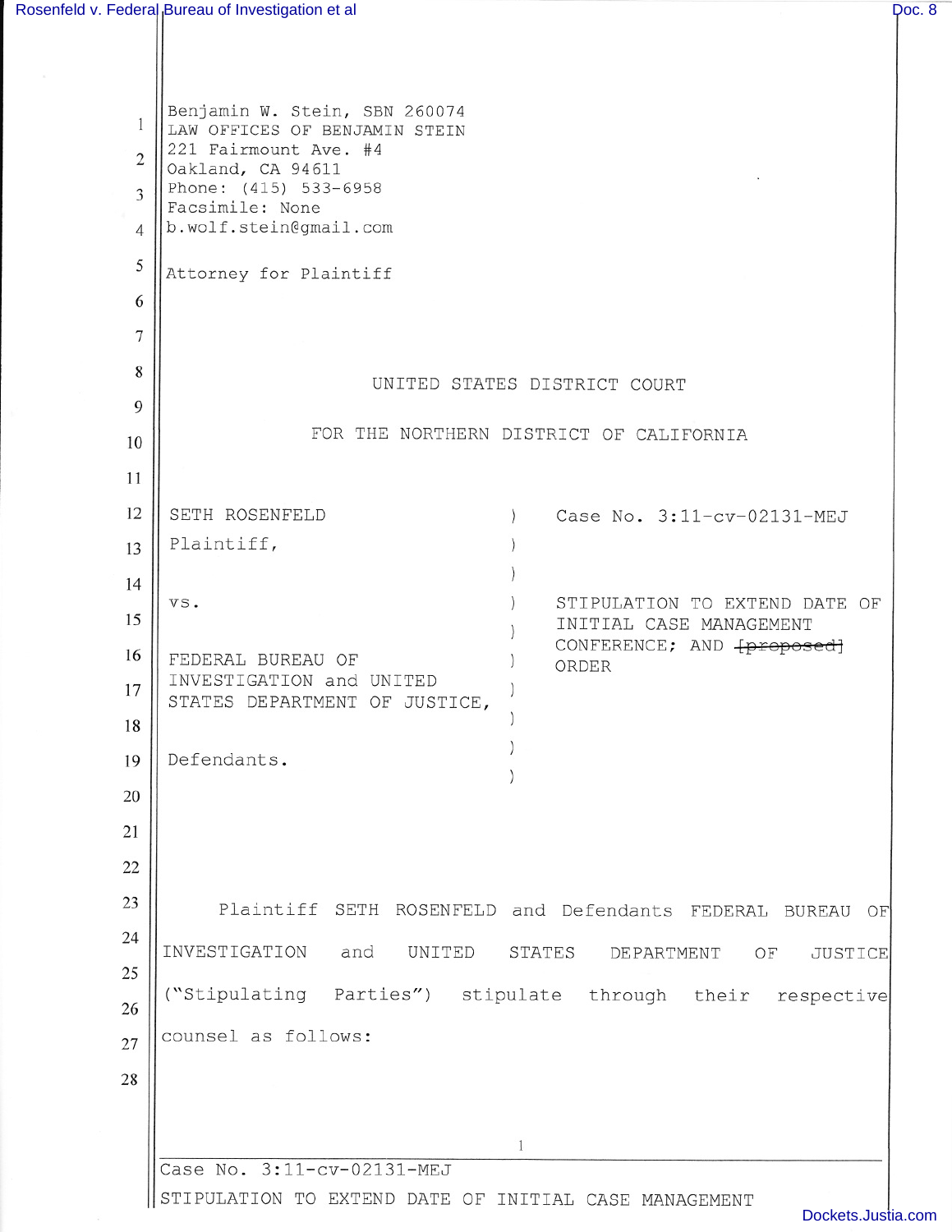Benjamin W. Stein, SBN 260074
LAW OFFICES OF BENJAMIN STEIN
221 Fairmount Ave. #4
Oakland, CA 94611
Phone: (415) 533-6958
Facsimile: None
b.wolf.stein@gmail.com

Attorney for Plaintiff

UNITED STATES DISTRICT COURT

FOR THE NORTHERN DISTRICT OF CALIFORNIA

| | |
|---|---|
| SETH ROSENFELD<br>Plaintiff,<br><br>vs.<br><br>FEDERAL BUREAU OF INVESTIGATION and UNITED STATES DEPARTMENT OF JUSTICE,<br><br>Defendants. | Case No. 3:11-cv-02131-MEJ<br><br>STIPULATION TO EXTEND DATE OF INITIAL CASE MANAGEMENT CONFERENCE; AND ~~[proposed]~~ ORDER |

Plaintiff SETH ROSENFELD and Defendants FEDERAL BUREAU OF INVESTIGATION and UNITED STATES DEPARTMENT OF JUSTICE ("Stipulating Parties") stipulate through their respective counsel as follows: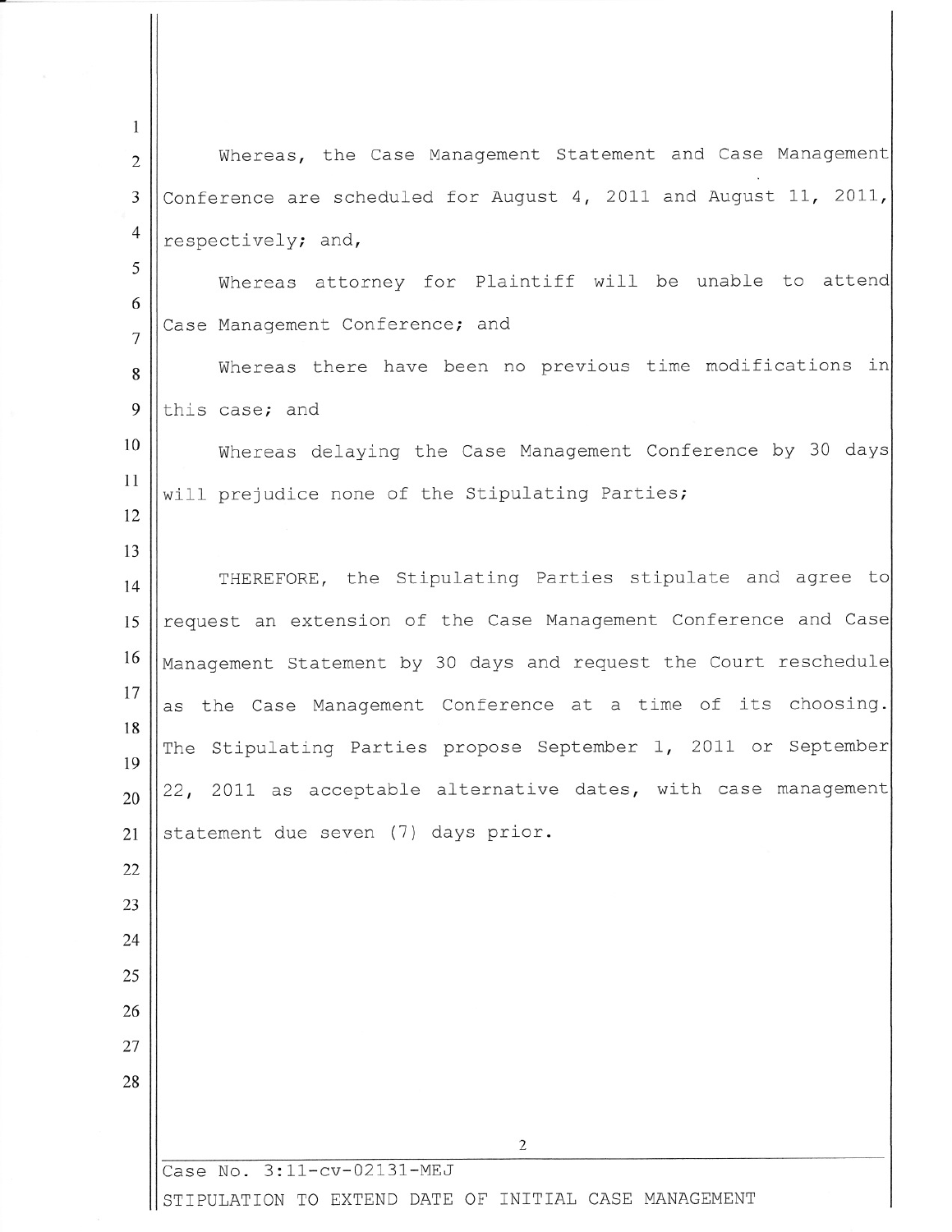Whereas, the Case Management Statement and Case Management Conference are scheduled for August 4, 2011 and August 11, 2011, respectively; and,

Whereas attorney for Plaintiff will be unable to attend Case Management Conference; and

Whereas there have been no previous time modifications in this case; and

Whereas delaying the Case Management Conference by 30 days will prejudice none of the Stipulating Parties;

THEREFORE, the Stipulating Parties stipulate and agree to request an extension of the Case Management Conference and Case Management Statement by 30 days and request the Court reschedule as the Case Management Conference at a time of its choosing. The Stipulating Parties propose September 1, 2011 or September 22, 2011 as acceptable alternative dates, with case management statement due seven (7) days prior.

Case No. 3:11-cv-02131-MEJ

STIPULATION TO EXTEND DATE OF INITIAL CASE MANAGEMENT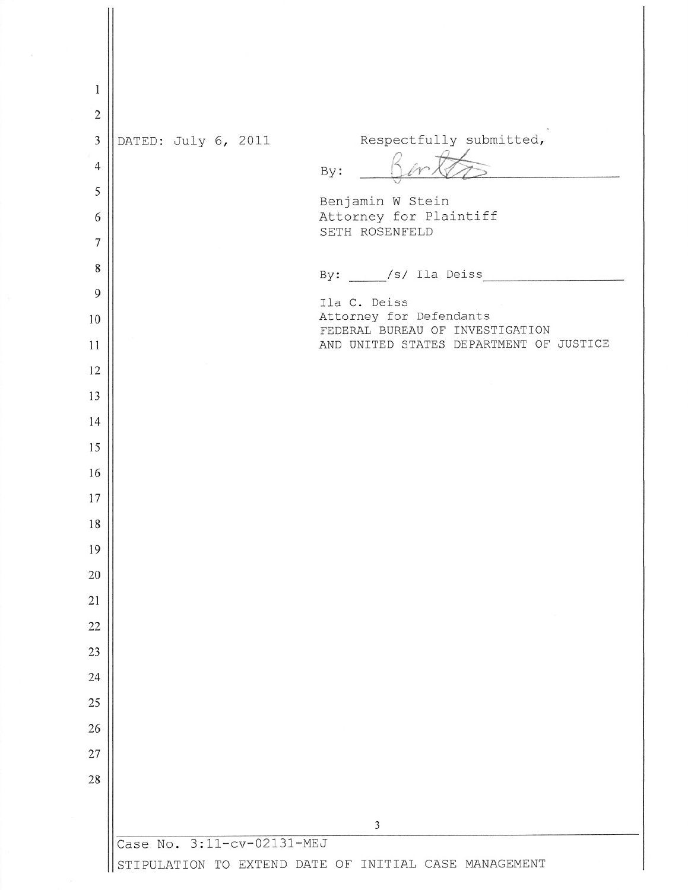DATED: July 6, 2011

Respectfully submitted,

By: ______________________________

Benjamin W Stein
Attorney for Plaintiff
SETH ROSENFELD

By: _____/s/ Ila Deiss__________________

Ila C. Deiss
Attorney for Defendants
FEDERAL BUREAU OF INVESTIGATION
AND UNITED STATES DEPARTMENT OF JUSTICE

Case No. 3:11-cv-02131-MEJ

STIPULATION TO EXTEND DATE OF INITIAL CASE MANAGEMENT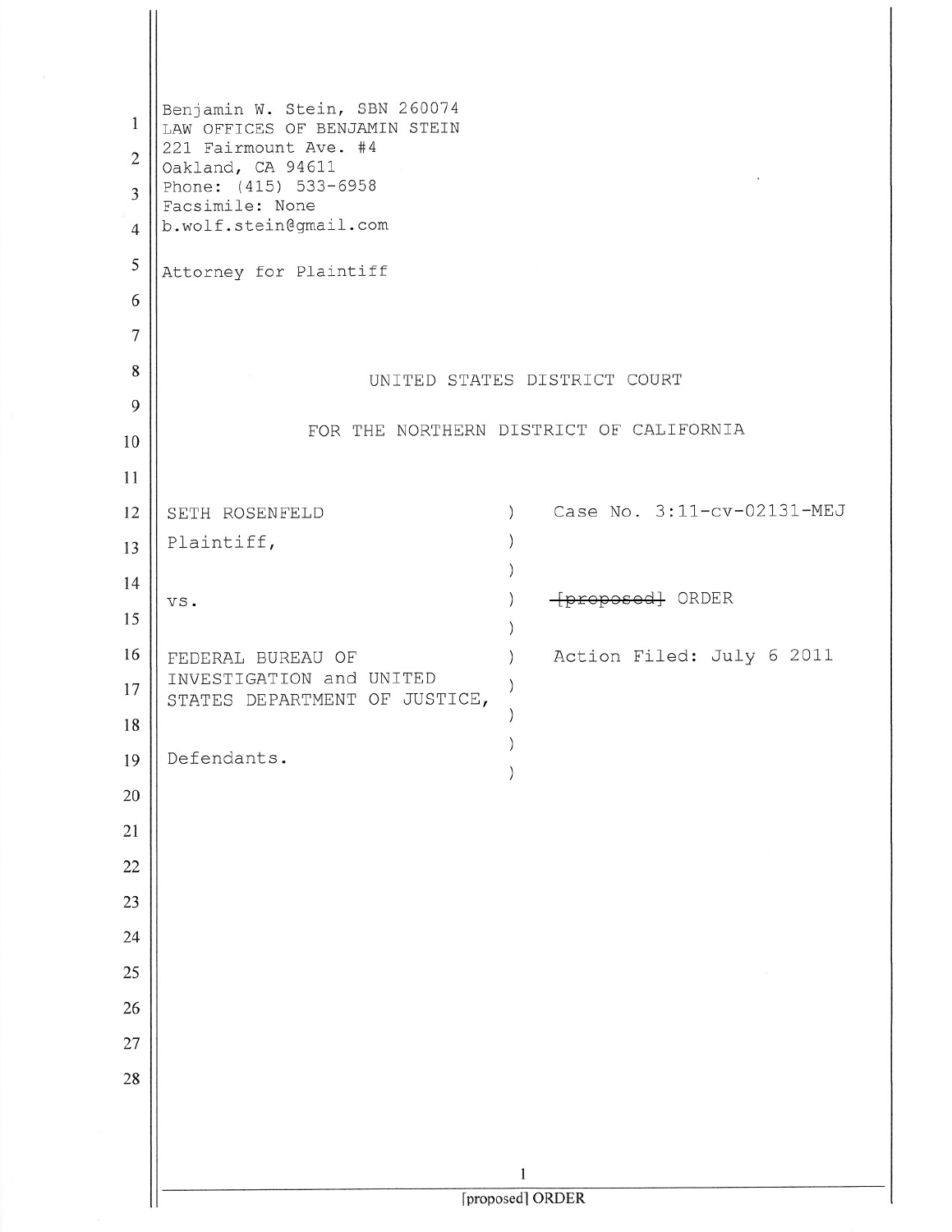Benjamin W. Stein, SBN 260074
LAW OFFICES OF BENJAMIN STEIN
221 Fairmount Ave. #4
Oakland, CA 94611
Phone: (415) 533-6958
Facsimile: None
b.wolf.stein@gmail.com

Attorney for Plaintiff

UNITED STATES DISTRICT COURT

FOR THE NORTHERN DISTRICT OF CALIFORNIA

| | |
|---|---|
| SETH ROSENFELD<br>Plaintiff,<br><br>vs.<br><br>FEDERAL BUREAU OF INVESTIGATION and UNITED STATES DEPARTMENT OF JUSTICE,<br><br>Defendants. | Case No. 3:11-cv-02131-MEJ<br><br>~~[proposed]~~ ORDER<br><br>Action Filed: July 6 2011 |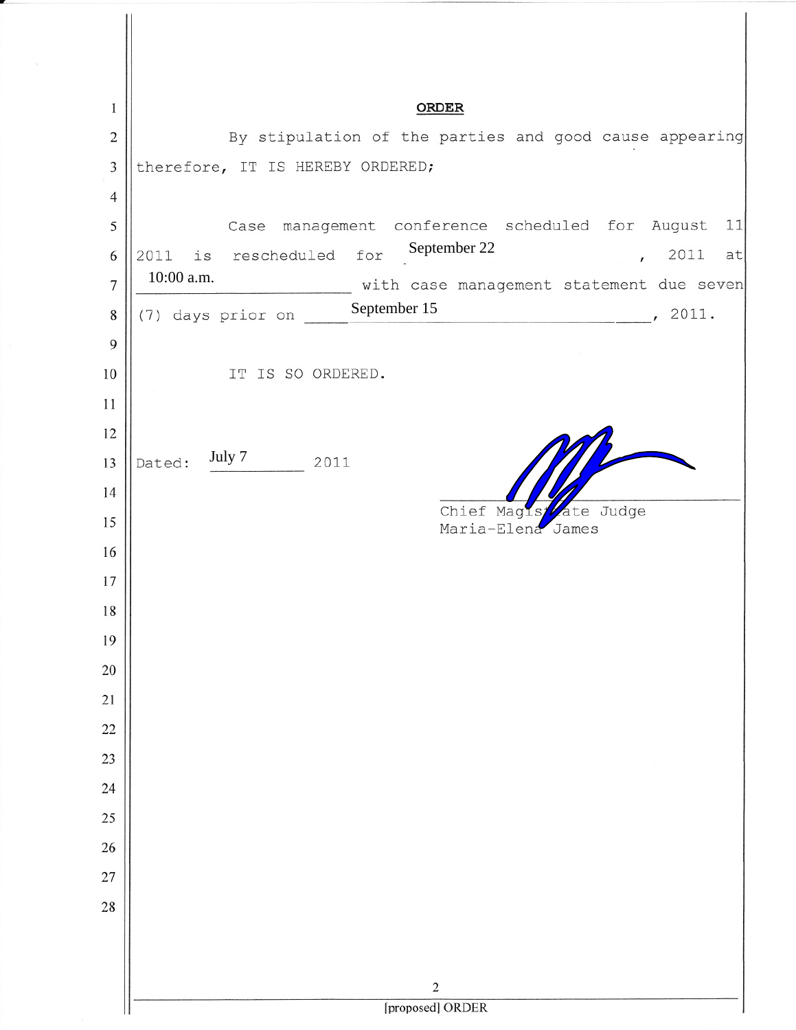**ORDER**

By stipulation of the parties and good cause appearing therefore, IT IS HEREBY ORDERED;

Case management conference scheduled for August 11 2011 is rescheduled for September 22, 2011 at 10:00 a.m. with case management statement due seven (7) days prior on September 15, 2011.

IT IS SO ORDERED.

Dated: July 7 2011

Chief Magistrate Judge
Maria-Elena James

[proposed] ORDER